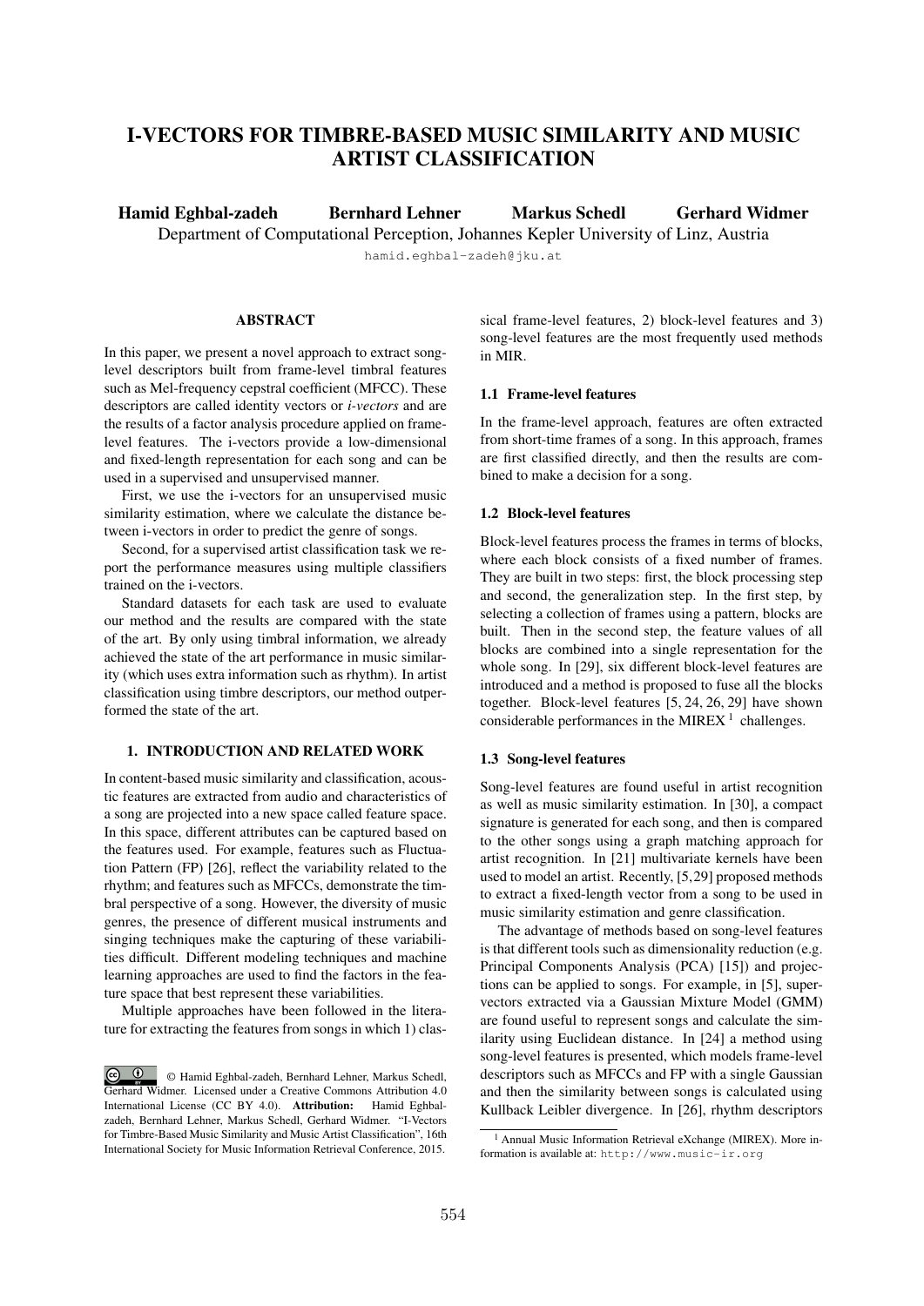# I-VECTORS FOR TIMBRE-BASED MUSIC SIMILARITY AND MUSIC ARTIST CLASSIFICATION

**Hamid Eghbal-zadeh** **Bernhard Lehner** **Markus Schedl** **Gerhard Widmer**

Department of Computational Perception, Johannes Kepler University of Linz, Austria

hamid.eghbal-zadeh@jku.at

## ABSTRACT

In this paper, we present a novel approach to extract song-level descriptors built from frame-level timbral features such as Mel-frequency cepstral coefficient (MFCC). These descriptors are called identity vectors or *i-vectors* and are the results of a factor analysis procedure applied on frame-level features. The i-vectors provide a low-dimensional and fixed-length representation for each song and can be used in a supervised and unsupervised manner.

First, we use the i-vectors for an unsupervised music similarity estimation, where we calculate the distance between i-vectors in order to predict the genre of songs.

Second, for a supervised artist classification task we report the performance measures using multiple classifiers trained on the i-vectors.

Standard datasets for each task are used to evaluate our method and the results are compared with the state of the art. By only using timbral information, we already achieved the state of the art performance in music similarity (which uses extra information such as rhythm). In artist classification using timbre descriptors, our method outperformed the state of the art.

## 1. INTRODUCTION AND RELATED WORK

In content-based music similarity and classification, acoustic features are extracted from audio and characteristics of a song are projected into a new space called feature space. In this space, different attributes can be captured based on the features used. For example, features such as Fluctuation Pattern (FP) [26], reflect the variability related to the rhythm; and features such as MFCCs, demonstrate the timbral perspective of a song. However, the diversity of music genres, the presence of different musical instruments and singing techniques make the capturing of these variabilities difficult. Different modeling techniques and machine learning approaches are used to find the factors in the feature space that best represent these variabilities.

Multiple approaches have been followed in the literature for extracting the features from songs in which 1) classical frame-level features, 2) block-level features and 3) song-level features are the most frequently used methods in MIR.

© Hamid Eghbal-zadeh, Bernhard Lehner, Markus Schedl, Gerhard Widmer. Licensed under a Creative Commons Attribution 4.0 International License (CC BY 4.0). **Attribution:** Hamid Eghbal-zadeh, Bernhard Lehner, Markus Schedl, Gerhard Widmer. "I-Vectors for Timbre-Based Music Similarity and Music Artist Classification", 16th International Society for Music Information Retrieval Conference, 2015.

### 1.1 Frame-level features

In the frame-level approach, features are often extracted from short-time frames of a song. In this approach, frames are first classified directly, and then the results are combined to make a decision for a song.

### 1.2 Block-level features

Block-level features process the frames in terms of blocks, where each block consists of a fixed number of frames. They are built in two steps: first, the block processing step and second, the generalization step. In the first step, by selecting a collection of frames using a pattern, blocks are built. Then in the second step, the feature values of all blocks are combined into a single representation for the whole song. In [29], six different block-level features are introduced and a method is proposed to fuse all the blocks together. Block-level features [5, 24, 26, 29] have shown considerable performances in the MIREX [1] challenges.

### 1.3 Song-level features

Song-level features are found useful in artist recognition as well as music similarity estimation. In [30], a compact signature is generated for each song, and then is compared to the other songs using a graph matching approach for artist recognition. In [21] multivariate kernels have been used to model an artist. Recently, [5,29] proposed methods to extract a fixed-length vector from a song to be used in music similarity estimation and genre classification.

The advantage of methods based on song-level features is that different tools such as dimensionality reduction (e.g. Principal Components Analysis (PCA) [15]) and projections can be applied to songs. For example, in [5], supervectors extracted via a Gaussian Mixture Model (GMM) are found useful to represent songs and calculate the similarity using Euclidean distance. In [24] a method using song-level features is presented, which models frame-level descriptors such as MFCCs and FP with a single Gaussian and then the similarity between songs is calculated using Kullback Leibler divergence. In [26], rhythm descriptors

[1] Annual Music Information Retrieval eXchange (MIREX). More information is available at: http://www.music-ir.org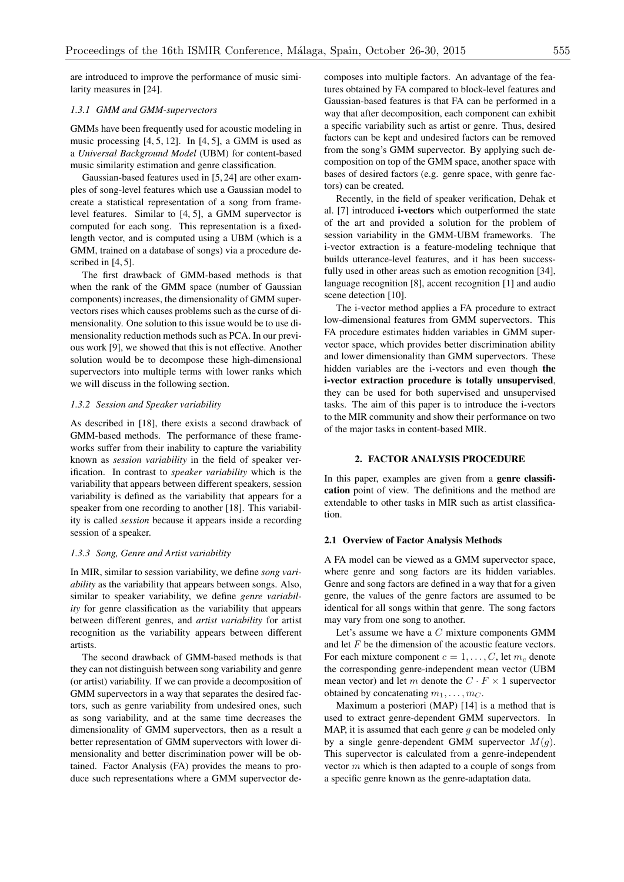are introduced to improve the performance of music similarity measures in [24].

#### 1.3.1 GMM and GMM-supervectors

GMMs have been frequently used for acoustic modeling in music processing [4, 5, 12]. In [4, 5], a GMM is used as a *Universal Background Model* (UBM) for content-based music similarity estimation and genre classification.

Gaussian-based features used in [5, 24] are other examples of song-level features which use a Gaussian model to create a statistical representation of a song from frame-level features. Similar to [4, 5], a GMM supervector is computed for each song. This representation is a fixed-length vector, and is computed using a UBM (which is a GMM, trained on a database of songs) via a procedure described in [4, 5].

The first drawback of GMM-based methods is that when the rank of the GMM space (number of Gaussian components) increases, the dimensionality of GMM supervectors rises which causes problems such as the curse of dimensionality. One solution to this issue would be to use dimensionality reduction methods such as PCA. In our previous work [9], we showed that this is not effective. Another solution would be to decompose these high-dimensional supervectors into multiple terms with lower ranks which we will discuss in the following section.

#### 1.3.2 Session and Speaker variability

As described in [18], there exists a second drawback of GMM-based methods. The performance of these frameworks suffer from their inability to capture the variability known as *session variability* in the field of speaker verification. In contrast to *speaker variability* which is the variability that appears between different speakers, session variability is defined as the variability that appears for a speaker from one recording to another [18]. This variability is called *session* because it appears inside a recording session of a speaker.

#### 1.3.3 Song, Genre and Artist variability

In MIR, similar to session variability, we define *song variability* as the variability that appears between songs. Also, similar to speaker variability, we define *genre variability* for genre classification as the variability that appears between different genres, and *artist variability* for artist recognition as the variability appears between different artists.

The second drawback of GMM-based methods is that they can not distinguish between song variability and genre (or artist) variability. If we can provide a decomposition of GMM supervectors in a way that separates the desired factors, such as genre variability from undesired ones, such as song variability, and at the same time decreases the dimensionality of GMM supervectors, then as a result a better representation of GMM supervectors with lower dimensionality and better discrimination power will be obtained. Factor Analysis (FA) provides the means to produce such representations where a GMM supervector decomposes into multiple factors. An advantage of the features obtained by FA compared to block-level features and Gaussian-based features is that FA can be performed in a way that after decomposition, each component can exhibit a specific variability such as artist or genre. Thus, desired factors can be kept and undesired factors can be removed from the song's GMM supervector. By applying such decomposition on top of the GMM space, another space with bases of desired factors (e.g. genre space, with genre factors) can be created.

Recently, in the field of speaker verification, Dehak et al. [7] introduced **i-vectors** which outperformed the state of the art and provided a solution for the problem of session variability in the GMM-UBM frameworks. The i-vector extraction is a feature-modeling technique that builds utterance-level features, and it has been successfully used in other areas such as emotion recognition [34], language recognition [8], accent recognition [1] and audio scene detection [10].

The i-vector method applies a FA procedure to extract low-dimensional features from GMM supervectors. This FA procedure estimates hidden variables in GMM supervector space, which provides better discrimination ability and lower dimensionality than GMM supervectors. These hidden variables are the i-vectors and even though **the i-vector extraction procedure is totally unsupervised**, they can be used for both supervised and unsupervised tasks. The aim of this paper is to introduce the i-vectors to the MIR community and show their performance on two of the major tasks in content-based MIR.

## 2. FACTOR ANALYSIS PROCEDURE

In this paper, examples are given from a **genre classification** point of view. The definitions and the method are extendable to other tasks in MIR such as artist classification.

### 2.1 Overview of Factor Analysis Methods

A FA model can be viewed as a GMM supervector space, where genre and song factors are its hidden variables. Genre and song factors are defined in a way that for a given genre, the values of the genre factors are assumed to be identical for all songs within that genre. The song factors may vary from one song to another.

Let's assume we have a $C$ mixture components GMM and let $F$ be the dimension of the acoustic feature vectors. For each mixture component $c = 1, \ldots, C$, let $m_c$ denote the corresponding genre-independent mean vector (UBM mean vector) and let $m$ denote the $C \cdot F \times 1$ supervector obtained by concatenating $m_1, \ldots, m_C$.

Maximum a posteriori (MAP) [14] is a method that is used to extract genre-dependent GMM supervectors. In MAP, it is assumed that each genre $g$ can be modeled only by a single genre-dependent GMM supervector $M(g)$. This supervector is calculated from a genre-independent vector $m$ which is then adapted to a couple of songs from a specific genre known as the genre-adaptation data.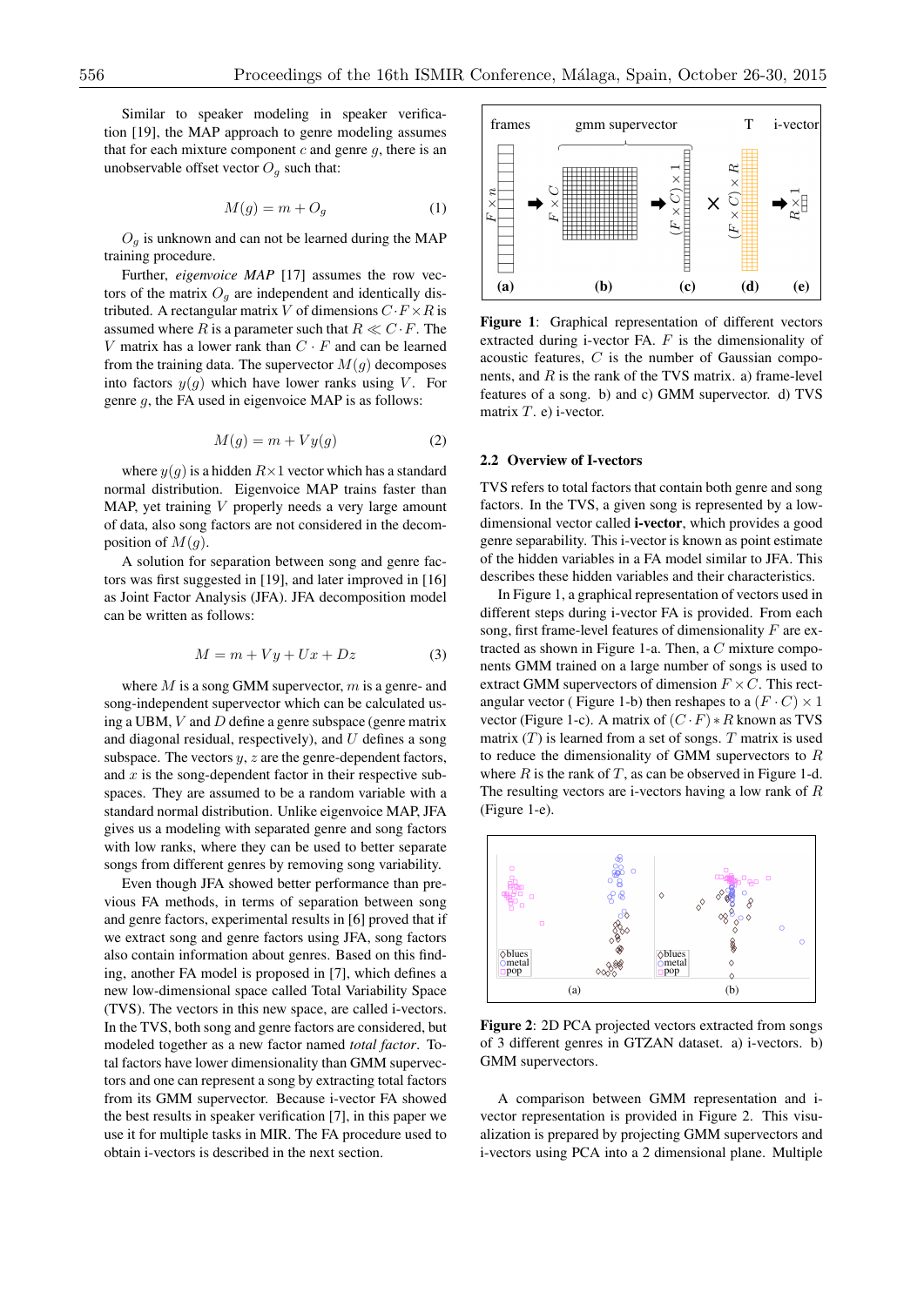Similar to speaker modeling in speaker verification [19], the MAP approach to genre modeling assumes that for each mixture component $c$ and genre $g$, there is an unobservable offset vector $O_g$ such that:

$$M(g) = m + O_g \tag{1}$$

$O_g$ is unknown and can not be learned during the MAP training procedure.

Further, *eigenvoice MAP* [17] assumes the row vectors of the matrix $O_g$ are independent and identically distributed. A rectangular matrix $V$ of dimensions $C \cdot F \times R$ is assumed where $R$ is a parameter such that $R \ll C \cdot F$. The $V$ matrix has a lower rank than $C \cdot F$ and can be learned from the training data. The supervector $M(g)$ decomposes into factors $y(g)$ which have lower ranks using $V$. For genre $g$, the FA used in eigenvoice MAP is as follows:

$$M(g) = m + Vy(g) \tag{2}$$

where $y(g)$ is a hidden $R \times 1$ vector which has a standard normal distribution. Eigenvoice MAP trains faster than MAP, yet training $V$ properly needs a very large amount of data, also song factors are not considered in the decomposition of $M(g)$.

A solution for separation between song and genre factors was first suggested in [19], and later improved in [16] as Joint Factor Analysis (JFA). JFA decomposition model can be written as follows:

$$M = m + Vy + Ux + Dz \tag{3}$$

where $M$ is a song GMM supervector, $m$ is a genre- and song-independent supervector which can be calculated using a UBM, $V$ and $D$ define a genre subspace (genre matrix and diagonal residual, respectively), and $U$ defines a song subspace. The vectors $y$, $z$ are the genre-dependent factors, and $x$ is the song-dependent factor in their respective subspaces. They are assumed to be a random variable with a standard normal distribution. Unlike eigenvoice MAP, JFA gives us a modeling with separated genre and song factors with low ranks, where they can be used to better separate songs from different genres by removing song variability.

Even though JFA showed better performance than previous FA methods, in terms of separation between song and genre factors, experimental results in [6] proved that if we extract song and genre factors using JFA, song factors also contain information about genres. Based on this finding, another FA model is proposed in [7], which defines a new low-dimensional space called Total Variability Space (TVS). The vectors in this new space, are called i-vectors. In the TVS, both song and genre factors are considered, but modeled together as a new factor named *total factor*. Total factors have lower dimensionality than GMM supervectors and one can represent a song by extracting total factors from its GMM supervector. Because i-vector FA showed the best results in speaker verification [7], in this paper we use it for multiple tasks in MIR. The FA procedure used to obtain i-vectors is described in the next section.

**Figure 1**: Graphical representation of different vectors extracted during i-vector FA. $F$ is the dimensionality of acoustic features, $C$ is the number of Gaussian components, and $R$ is the rank of the TVS matrix. a) frame-level features of a song. b) and c) GMM supervector. d) TVS matrix $T$. e) i-vector.

### 2.2 Overview of I-vectors

TVS refers to total factors that contain both genre and song factors. In the TVS, a given song is represented by a low-dimensional vector called **i-vector**, which provides a good genre separability. This i-vector is known as point estimate of the hidden variables in a FA model similar to JFA. This describes these hidden variables and their characteristics.

In Figure 1, a graphical representation of vectors used in different steps during i-vector FA is provided. From each song, first frame-level features of dimensionality $F$ are extracted as shown in Figure 1-a. Then, a $C$ mixture components GMM trained on a large number of songs is used to extract GMM supervectors of dimension $F \times C$. This rectangular vector ( Figure 1-b) then reshapes to a $(F \cdot C) \times 1$ vector (Figure 1-c). A matrix of $(C \cdot F) * R$ known as TVS matrix ($T$) is learned from a set of songs. $T$ matrix is used to reduce the dimensionality of GMM supervectors to $R$ where $R$ is the rank of $T$, as can be observed in Figure 1-d. The resulting vectors are i-vectors having a low rank of $R$ (Figure 1-e).

**Figure 2**: 2D PCA projected vectors extracted from songs of 3 different genres in GTZAN dataset. a) i-vectors. b) GMM supervectors.

A comparison between GMM representation and i-vector representation is provided in Figure 2. This visualization is prepared by projecting GMM supervectors and i-vectors using PCA into a 2 dimensional plane. Multiple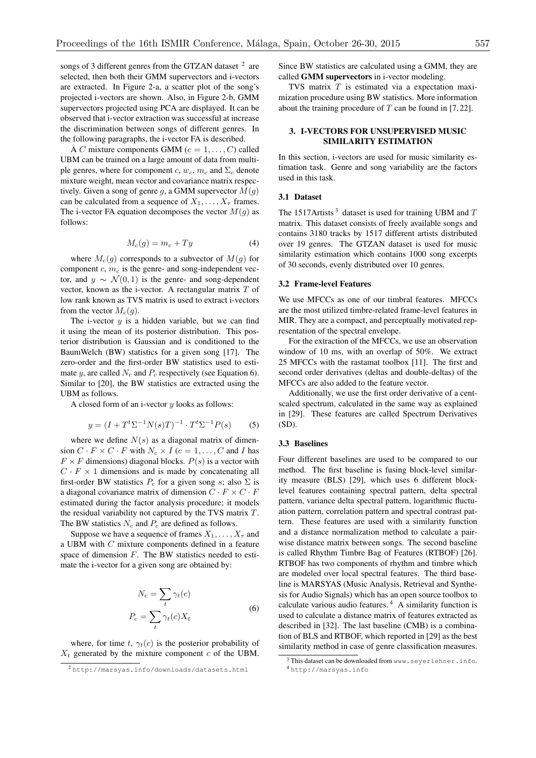songs of 3 different genres from the GTZAN dataset [2] are selected, then both their GMM supervectors and i-vectors are extracted. In Figure 2-a, a scatter plot of the song's projected i-vectors are shown. Also, in Figure 2-b, GMM supervectors projected using PCA are displayed. It can be observed that i-vector extraction was successful at increase the discrimination between songs of different genres. In the following paragraphs, the i-vector FA is described.

A $C$ mixture components GMM ($c = 1, \ldots, C$) called UBM can be trained on a large amount of data from multiple genres, where for component $c$, $w_c$, $m_c$ and $\Sigma_c$ denote mixture weight, mean vector and covariance matrix respectively. Given a song of genre $g$, a GMM supervector $M(g)$ can be calculated from a sequence of $X_1, \ldots, X_\tau$ frames. The i-vector FA equation decomposes the vector $M(g)$ as follows:

$$M_c(g) = m_c + Ty \tag{4}$$

where $M_c(g)$ corresponds to a subvector of $M(g)$ for component $c$, $m_c$ is the genre- and song-independent vector, and $y \sim \mathcal{N}(0, 1)$ is the genre- and song-dependent vector, known as the i-vector. A rectangular matrix $T$ of low rank known as TVS matrix is used to extract i-vectors from the vector $M_c(g)$.

The i-vector $y$ is a hidden variable, but we can find it using the mean of its posterior distribution. This posterior distribution is Gaussian and is conditioned to the BaumWelch (BW) statistics for a given song [17]. The zero-order and the first-order BW statistics used to estimate $y$, are called $N_c$ and $P_c$ respectively (see Equation 6). Similar to [20], the BW statistics are extracted using the UBM as follows.

A closed form of an i-vector $y$ looks as follows:

$$y = (I + T^t \Sigma^{-1} N(s) T)^{-1} \cdot T^t \Sigma^{-1} P(s) \tag{5}$$

where we define $N(s)$ as a diagonal matrix of dimension $C \cdot F \times C \cdot F$ with $N_c \times I$ ($c = 1, \ldots, C$ and $I$ has $F \times F$ dimensions) diagonal blocks. $P(s)$ is a vector with $C \cdot F \times 1$ dimensions and is made by concatenating all first-order BW statistics $P_c$ for a given song $s$; also $\Sigma$ is a diagonal covariance matrix of dimension $C \cdot F \times C \cdot F$ estimated during the factor analysis procedure; it models the residual variability not captured by the TVS matrix $T$. The BW statistics $N_c$ and $P_c$ are defined as follows.

Suppose we have a sequence of frames $X_1, \ldots, X_\tau$ and a UBM with $C$ mixture components defined in a feature space of dimension $F$. The BW statistics needed to estimate the i-vector for a given song are obtained by:

$$\begin{aligned} N_c &= \sum_t \gamma_t(c) \\ P_c &= \sum_t \gamma_t(c) X_t \end{aligned} \tag{6}$$

where, for time $t$, $\gamma_t(c)$ is the posterior probability of $X_t$ generated by the mixture component $c$ of the UBM. Since BW statistics are calculated using a GMM, they are called **GMM supervectors** in i-vector modeling.

TVS matrix $T$ is estimated via a expectation maximization procedure using BW statistics. More information about the training procedure of $T$ can be found in [7, 22].

## 3. I-VECTORS FOR UNSUPERVISED MUSIC SIMILARITY ESTIMATION

In this section, i-vectors are used for music similarity estimation task. Genre and song variability are the factors used in this task.

### 3.1 Dataset

The 1517Artists [3] dataset is used for training UBM and $T$ matrix. This dataset consists of freely available songs and contains 3180 tracks by 1517 different artists distributed over 19 genres. The GTZAN dataset is used for music similarity estimation which contains 1000 song excerpts of 30 seconds, evenly distributed over 10 genres.

### 3.2 Frame-level Features

We use MFCCs as one of our timbral features. MFCCs are the most utilized timbre-related frame-level features in MIR. They are a compact, and perceptually motivated representation of the spectral envelope.

For the extraction of the MFCCs, we use an observation window of 10 ms, with an overlap of 50%. We extract 25 MFCCs with the rastamat toolbox [11]. The first and second order derivatives (deltas and double-deltas) of the MFCCs are also added to the feature vector.

Additionally, we use the first order derivative of a cent-scaled spectrum, calculated in the same way as explained in [29]. These features are called Spectrum Derivatives (SD).

### 3.3 Baselines

Four different baselines are used to be compared to our method. The first baseline is fusing block-level similarity measure (BLS) [29], which uses 6 different block-level features containing spectral pattern, delta spectral pattern, variance delta spectral pattern, logarithmic fluctuation pattern, correlation pattern and spectral contrast pattern. These features are used with a similarity function and a distance normalization method to calculate a pairwise distance matrix between songs. The second baseline is called Rhythm Timbre Bag of Features (RTBOF) [26]. RTBOF has two components of rhythm and timbre which are modeled over local spectral features. The third baseline is MARSYAS (Music Analysis, Retrieval and Synthesis for Audio Signals) which has an open source toolbox to calculate various audio features. [4] A similarity function is used to calculate a distance matrix of features extracted as described in [32]. The last baseline (CMB) is a combination of BLS and RTBOF, which reported in [29] as the best similarity method in case of genre classification measures.

[2] http://marsyas.info/downloads/datasets.html

[3] This dataset can be downloaded from www.seyerlehner.info.

[4] http://marsyas.info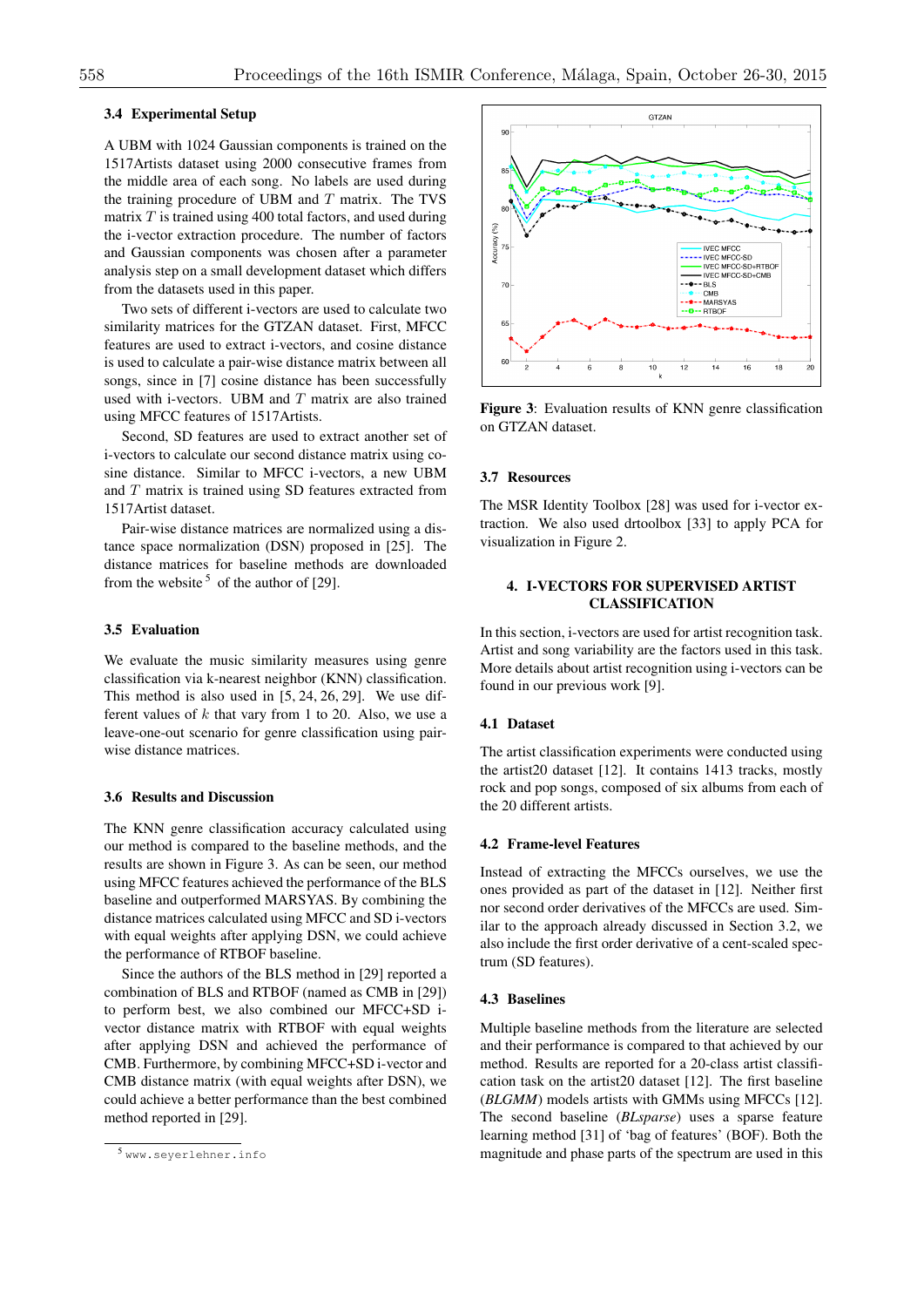### 3.4 Experimental Setup

A UBM with 1024 Gaussian components is trained on the 1517Artists dataset using 2000 consecutive frames from the middle area of each song. No labels are used during the training procedure of UBM and $T$ matrix. The TVS matrix $T$ is trained using 400 total factors, and used during the i-vector extraction procedure. The number of factors and Gaussian components was chosen after a parameter analysis step on a small development dataset which differs from the datasets used in this paper.

Two sets of different i-vectors are used to calculate two similarity matrices for the GTZAN dataset. First, MFCC features are used to extract i-vectors, and cosine distance is used to calculate a pair-wise distance matrix between all songs, since in [7] cosine distance has been successfully used with i-vectors. UBM and $T$ matrix are also trained using MFCC features of 1517Artists.

Second, SD features are used to extract another set of i-vectors to calculate our second distance matrix using cosine distance. Similar to MFCC i-vectors, a new UBM and $T$ matrix is trained using SD features extracted from 1517Artist dataset.

Pair-wise distance matrices are normalized using a distance space normalization (DSN) proposed in [25]. The distance matrices for baseline methods are downloaded from the website [5] of the author of [29].

### 3.5 Evaluation

We evaluate the music similarity measures using genre classification via k-nearest neighbor (KNN) classification. This method is also used in [5, 24, 26, 29]. We use different values of $k$ that vary from 1 to 20. Also, we use a leave-one-out scenario for genre classification using pair-wise distance matrices.

### 3.6 Results and Discussion

The KNN genre classification accuracy calculated using our method is compared to the baseline methods, and the results are shown in Figure 3. As can be seen, our method using MFCC features achieved the performance of the BLS baseline and outperformed MARSYAS. By combining the distance matrices calculated using MFCC and SD i-vectors with equal weights after applying DSN, we could achieve the performance of RTBOF baseline.

Since the authors of the BLS method in [29] reported a combination of BLS and RTBOF (named as CMB in [29]) to perform best, we also combined our MFCC+SD i-vector distance matrix with RTBOF with equal weights after applying DSN and achieved the performance of CMB. Furthermore, by combining MFCC+SD i-vector and CMB distance matrix (with equal weights after DSN), we could achieve a better performance than the best combined method reported in [29].

[5] www.seyerlehner.info

**Figure 3**: Evaluation results of KNN genre classification on GTZAN dataset.

### 3.7 Resources

The MSR Identity Toolbox [28] was used for i-vector extraction. We also used drtoolbox [33] to apply PCA for visualization in Figure 2.

## 4. I-VECTORS FOR SUPERVISED ARTIST CLASSIFICATION

In this section, i-vectors are used for artist recognition task. Artist and song variability are the factors used in this task. More details about artist recognition using i-vectors can be found in our previous work [9].

### 4.1 Dataset

The artist classification experiments were conducted using the artist20 dataset [12]. It contains 1413 tracks, mostly rock and pop songs, composed of six albums from each of the 20 different artists.

### 4.2 Frame-level Features

Instead of extracting the MFCCs ourselves, we use the ones provided as part of the dataset in [12]. Neither first nor second order derivatives of the MFCCs are used. Similar to the approach already discussed in Section 3.2, we also include the first order derivative of a cent-scaled spectrum (SD features).

### 4.3 Baselines

Multiple baseline methods from the literature are selected and their performance is compared to that achieved by our method. Results are reported for a 20-class artist classification task on the artist20 dataset [12]. The first baseline (*BLGMM*) models artists with GMMs using MFCCs [12]. The second baseline (*BLsparse*) uses a sparse feature learning method [31] of 'bag of features' (BOF). Both the magnitude and phase parts of the spectrum are used in this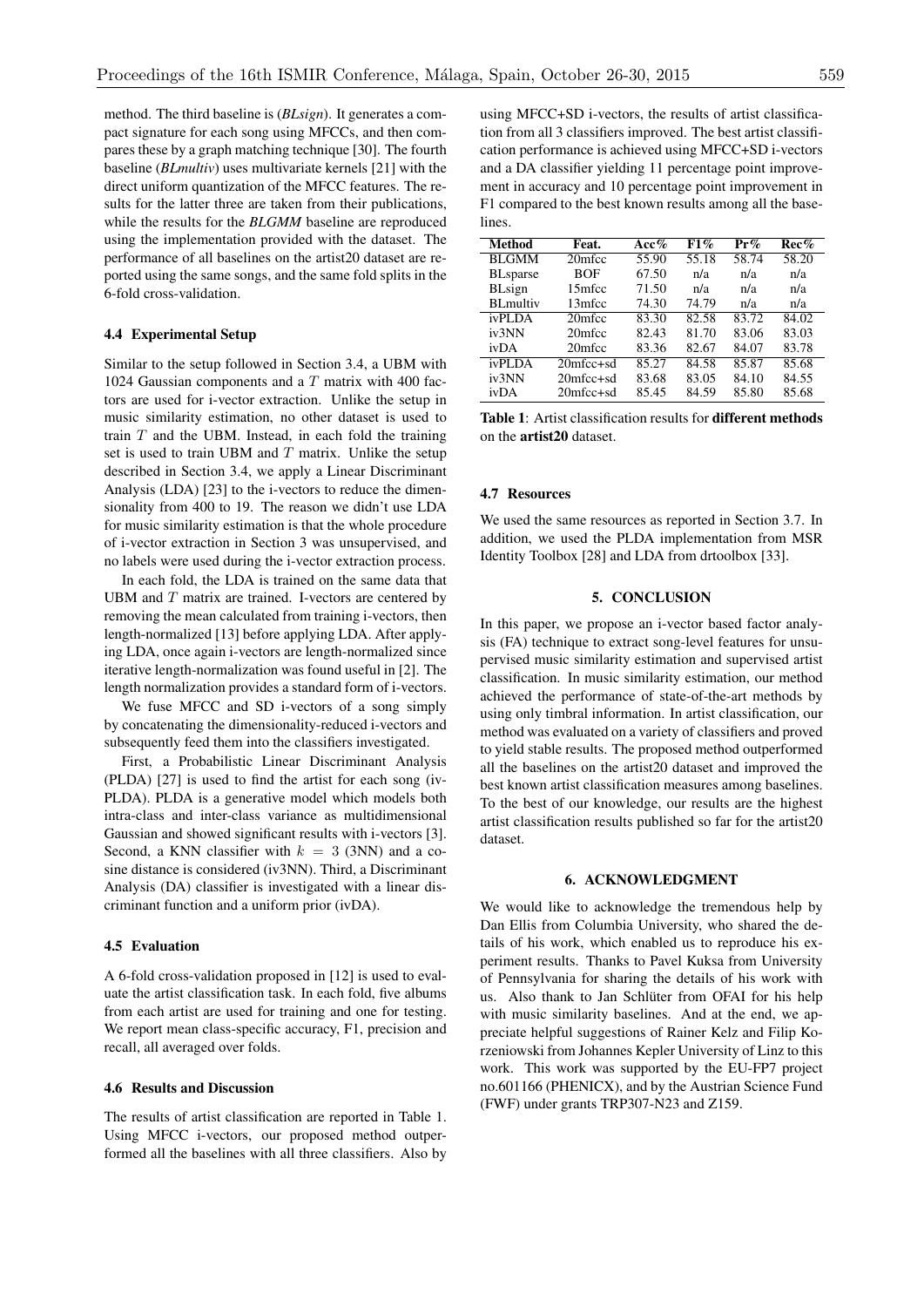method. The third baseline is (*BLsign*). It generates a compact signature for each song using MFCCs, and then compares these by a graph matching technique [30]. The fourth baseline (*BLmultiv*) uses multivariate kernels [21] with the direct uniform quantization of the MFCC features. The results for the latter three are taken from their publications, while the results for the *BLGMM* baseline are reproduced using the implementation provided with the dataset. The performance of all baselines on the artist20 dataset are reported using the same songs, and the same fold splits in the 6-fold cross-validation.

### 4.4 Experimental Setup

Similar to the setup followed in Section 3.4, a UBM with 1024 Gaussian components and a $T$ matrix with 400 factors are used for i-vector extraction. Unlike the setup in music similarity estimation, no other dataset is used to train $T$ and the UBM. Instead, in each fold the training set is used to train UBM and $T$ matrix. Unlike the setup described in Section 3.4, we apply a Linear Discriminant Analysis (LDA) [23] to the i-vectors to reduce the dimensionality from 400 to 19. The reason we didn't use LDA for music similarity estimation is that the whole procedure of i-vector extraction in Section 3 was unsupervised, and no labels were used during the i-vector extraction process.

In each fold, the LDA is trained on the same data that UBM and $T$ matrix are trained. I-vectors are centered by removing the mean calculated from training i-vectors, then length-normalized [13] before applying LDA. After applying LDA, once again i-vectors are length-normalized since iterative length-normalization was found useful in [2]. The length normalization provides a standard form of i-vectors.

We fuse MFCC and SD i-vectors of a song simply by concatenating the dimensionality-reduced i-vectors and subsequently feed them into the classifiers investigated.

First, a Probabilistic Linear Discriminant Analysis (PLDA) [27] is used to find the artist for each song (iv-PLDA). PLDA is a generative model which models both intra-class and inter-class variance as multidimensional Gaussian and showed significant results with i-vectors [3]. Second, a KNN classifier with $k = 3$ (3NN) and a cosine distance is considered (iv3NN). Third, a Discriminant Analysis (DA) classifier is investigated with a linear discriminant function and a uniform prior (ivDA).

### 4.5 Evaluation

A 6-fold cross-validation proposed in [12] is used to evaluate the artist classification task. In each fold, five albums from each artist are used for training and one for testing. We report mean class-specific accuracy, F1, precision and recall, all averaged over folds.

### 4.6 Results and Discussion

The results of artist classification are reported in Table 1. Using MFCC i-vectors, our proposed method outperformed all the baselines with all three classifiers. Also by using MFCC+SD i-vectors, the results of artist classification from all 3 classifiers improved. The best artist classification performance is achieved using MFCC+SD i-vectors and a DA classifier yielding 11 percentage point improvement in accuracy and 10 percentage point improvement in F1 compared to the best known results among all the baselines.

| Method | Feat. | Acc% | F1% | Pr% | Rec% |
|---|---|---|---|---|---|
| BLGMM | 20mfcc | 55.90 | 55.18 | 58.74 | 58.20 |
| BLsparse | BOF | 67.50 | n/a | n/a | n/a |
| BLsign | 15mfcc | 71.50 | n/a | n/a | n/a |
| BLmultiv | 13mfcc | 74.30 | 74.79 | n/a | n/a |
| ivPLDA | 20mfcc | 83.30 | 82.58 | 83.72 | 84.02 |
| iv3NN | 20mfcc | 82.43 | 81.70 | 83.06 | 83.03 |
| ivDA | 20mfcc | 83.36 | 82.67 | 84.07 | 83.78 |
| ivPLDA | 20mfcc+sd | 85.27 | 84.58 | 85.87 | 85.68 |
| iv3NN | 20mfcc+sd | 83.68 | 83.05 | 84.10 | 84.55 |
| ivDA | 20mfcc+sd | 85.45 | 84.59 | 85.80 | 85.68 |

**Table 1**: Artist classification results for **different methods** on the **artist20** dataset.

### 4.7 Resources

We used the same resources as reported in Section 3.7. In addition, we used the PLDA implementation from MSR Identity Toolbox [28] and LDA from drtoolbox [33].

## 5. CONCLUSION

In this paper, we propose an i-vector based factor analysis (FA) technique to extract song-level features for unsupervised music similarity estimation and supervised artist classification. In music similarity estimation, our method achieved the performance of state-of-the-art methods by using only timbral information. In artist classification, our method was evaluated on a variety of classifiers and proved to yield stable results. The proposed method outperformed all the baselines on the artist20 dataset and improved the best known artist classification measures among baselines. To the best of our knowledge, our results are the highest artist classification results published so far for the artist20 dataset.

## 6. ACKNOWLEDGMENT

We would like to acknowledge the tremendous help by Dan Ellis from Columbia University, who shared the details of his work, which enabled us to reproduce his experiment results. Thanks to Pavel Kuksa from University of Pennsylvania for sharing the details of his work with us. Also thank to Jan Schlüter from OFAI for his help with music similarity baselines. And at the end, we appreciate helpful suggestions of Rainer Kelz and Filip Korzeniowski from Johannes Kepler University of Linz to this work. This work was supported by the EU-FP7 project no.601166 (PHENICX), and by the Austrian Science Fund (FWF) under grants TRP307-N23 and Z159.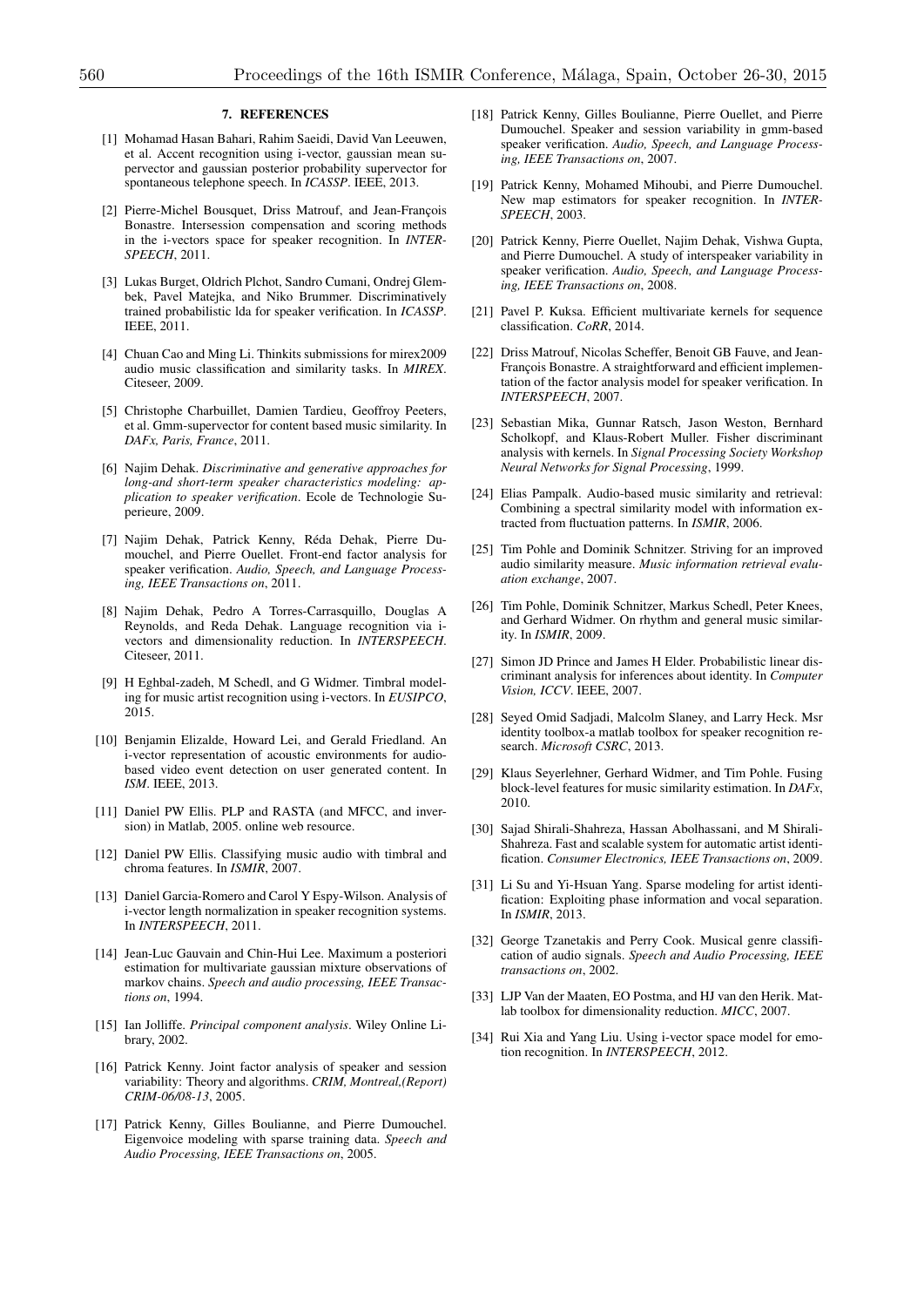## 7. REFERENCES

[1] Mohamad Hasan Bahari, Rahim Saeidi, David Van Leeuwen, et al. Accent recognition using i-vector, gaussian mean supervector and gaussian posterior probability supervector for spontaneous telephone speech. In *ICASSP*. IEEE, 2013.

[2] Pierre-Michel Bousquet, Driss Matrouf, and Jean-François Bonastre. Intersession compensation and scoring methods in the i-vectors space for speaker recognition. In *INTERSPEECH*, 2011.

[3] Lukas Burget, Oldrich Plchot, Sandro Cumani, Ondrej Glembek, Pavel Matejka, and Niko Brummer. Discriminatively trained probabilistic lda for speaker verification. In *ICASSP*. IEEE, 2011.

[4] Chuan Cao and Ming Li. Thinkits submissions for mirex2009 audio music classification and similarity tasks. In *MIREX*. Citeseer, 2009.

[5] Christophe Charbuillet, Damien Tardieu, Geoffroy Peeters, et al. Gmm-supervector for content based music similarity. In *DAFx, Paris, France*, 2011.

[6] Najim Dehak. *Discriminative and generative approaches for long-and short-term speaker characteristics modeling: application to speaker verification*. Ecole de Technologie Superieure, 2009.

[7] Najim Dehak, Patrick Kenny, Réda Dehak, Pierre Dumouchel, and Pierre Ouellet. Front-end factor analysis for speaker verification. *Audio, Speech, and Language Processing, IEEE Transactions on*, 2011.

[8] Najim Dehak, Pedro A Torres-Carrasquillo, Douglas A Reynolds, and Reda Dehak. Language recognition via i-vectors and dimensionality reduction. In *INTERSPEECH*. Citeseer, 2011.

[9] H Eghbal-zadeh, M Schedl, and G Widmer. Timbral modeling for music artist recognition using i-vectors. In *EUSIPCO*, 2015.

[10] Benjamin Elizalde, Howard Lei, and Gerald Friedland. An i-vector representation of acoustic environments for audio-based video event detection on user generated content. In *ISM*. IEEE, 2013.

[11] Daniel PW Ellis. PLP and RASTA (and MFCC, and inversion) in Matlab, 2005. online web resource.

[12] Daniel PW Ellis. Classifying music audio with timbral and chroma features. In *ISMIR*, 2007.

[13] Daniel Garcia-Romero and Carol Y Espy-Wilson. Analysis of i-vector length normalization in speaker recognition systems. In *INTERSPEECH*, 2011.

[14] Jean-Luc Gauvain and Chin-Hui Lee. Maximum a posteriori estimation for multivariate gaussian mixture observations of markov chains. *Speech and audio processing, IEEE Transactions on*, 1994.

[15] Ian Jolliffe. *Principal component analysis*. Wiley Online Library, 2002.

[16] Patrick Kenny. Joint factor analysis of speaker and session variability: Theory and algorithms. *CRIM, Montreal,(Report) CRIM-06/08-13*, 2005.

[17] Patrick Kenny, Gilles Boulianne, and Pierre Dumouchel. Eigenvoice modeling with sparse training data. *Speech and Audio Processing, IEEE Transactions on*, 2005.

[18] Patrick Kenny, Gilles Boulianne, Pierre Ouellet, and Pierre Dumouchel. Speaker and session variability in gmm-based speaker verification. *Audio, Speech, and Language Processing, IEEE Transactions on*, 2007.

[19] Patrick Kenny, Mohamed Mihoubi, and Pierre Dumouchel. New map estimators for speaker recognition. In *INTERSPEECH*, 2003.

[20] Patrick Kenny, Pierre Ouellet, Najim Dehak, Vishwa Gupta, and Pierre Dumouchel. A study of interspeaker variability in speaker verification. *Audio, Speech, and Language Processing, IEEE Transactions on*, 2008.

[21] Pavel P. Kuksa. Efficient multivariate kernels for sequence classification. *CoRR*, 2014.

[22] Driss Matrouf, Nicolas Scheffer, Benoit GB Fauve, and Jean-François Bonastre. A straightforward and efficient implementation of the factor analysis model for speaker verification. In *INTERSPEECH*, 2007.

[23] Sebastian Mika, Gunnar Ratsch, Jason Weston, Bernhard Scholkopf, and Klaus-Robert Muller. Fisher discriminant analysis with kernels. In *Signal Processing Society Workshop Neural Networks for Signal Processing*, 1999.

[24] Elias Pampalk. Audio-based music similarity and retrieval: Combining a spectral similarity model with information extracted from fluctuation patterns. In *ISMIR*, 2006.

[25] Tim Pohle and Dominik Schnitzer. Striving for an improved audio similarity measure. *Music information retrieval evaluation exchange*, 2007.

[26] Tim Pohle, Dominik Schnitzer, Markus Schedl, Peter Knees, and Gerhard Widmer. On rhythm and general music similarity. In *ISMIR*, 2009.

[27] Simon JD Prince and James H Elder. Probabilistic linear discriminant analysis for inferences about identity. In *Computer Vision, ICCV*. IEEE, 2007.

[28] Seyed Omid Sadjadi, Malcolm Slaney, and Larry Heck. Msr identity toolbox-a matlab toolbox for speaker recognition research. *Microsoft CSRC*, 2013.

[29] Klaus Seyerlehner, Gerhard Widmer, and Tim Pohle. Fusing block-level features for music similarity estimation. In *DAFx*, 2010.

[30] Sajad Shirali-Shahreza, Hassan Abolhassani, and M Shirali-Shahreza. Fast and scalable system for automatic artist identification. *Consumer Electronics, IEEE Transactions on*, 2009.

[31] Li Su and Yi-Hsuan Yang. Sparse modeling for artist identification: Exploiting phase information and vocal separation. In *ISMIR*, 2013.

[32] George Tzanetakis and Perry Cook. Musical genre classification of audio signals. *Speech and Audio Processing, IEEE transactions on*, 2002.

[33] LJP Van der Maaten, EO Postma, and HJ van den Herik. Matlab toolbox for dimensionality reduction. *MICC*, 2007.

[34] Rui Xia and Yang Liu. Using i-vector space model for emotion recognition. In *INTERSPEECH*, 2012.